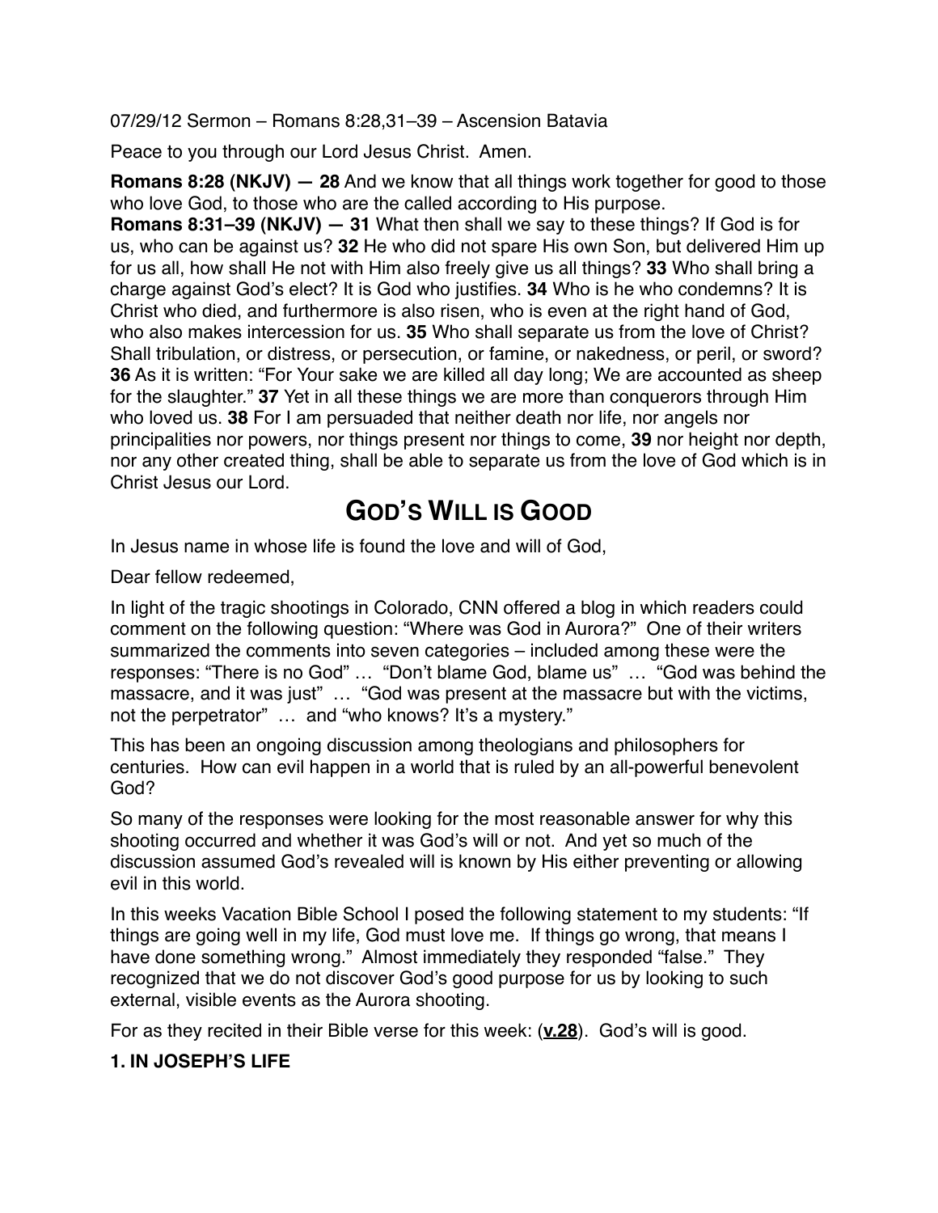07/29/12 Sermon – Romans 8:28,31–39 – Ascension Batavia

Peace to you through our Lord Jesus Christ. Amen.

**Romans 8:28 (NKJV) — 28** And we know that all things work together for good to those who love God, to those who are the called according to His purpose.
**Romans 8:31–39 (NKJV) — 31** What then shall we say to these things? If God is for us, who can be against us? **32** He who did not spare His own Son, but delivered Him up for us all, how shall He not with Him also freely give us all things? **33** Who shall bring a charge against God's elect? It is God who justifies. **34** Who is he who condemns? It is Christ who died, and furthermore is also risen, who is even at the right hand of God, who also makes intercession for us. **35** Who shall separate us from the love of Christ? Shall tribulation, or distress, or persecution, or famine, or nakedness, or peril, or sword? **36** As it is written: "For Your sake we are killed all day long; We are accounted as sheep for the slaughter." **37** Yet in all these things we are more than conquerors through Him who loved us. **38** For I am persuaded that neither death nor life, nor angels nor principalities nor powers, nor things present nor things to come, **39** nor height nor depth, nor any other created thing, shall be able to separate us from the love of God which is in Christ Jesus our Lord.

# GOD'S WILL IS GOOD

In Jesus name in whose life is found the love and will of God,

Dear fellow redeemed,

In light of the tragic shootings in Colorado, CNN offered a blog in which readers could comment on the following question: "Where was God in Aurora?" One of their writers summarized the comments into seven categories – included among these were the responses: "There is no God" … "Don't blame God, blame us" … "God was behind the massacre, and it was just" … "God was present at the massacre but with the victims, not the perpetrator" … and "who knows? It's a mystery."

This has been an ongoing discussion among theologians and philosophers for centuries. How can evil happen in a world that is ruled by an all-powerful benevolent God?

So many of the responses were looking for the most reasonable answer for why this shooting occurred and whether it was God's will or not. And yet so much of the discussion assumed God's revealed will is known by His either preventing or allowing evil in this world.

In this weeks Vacation Bible School I posed the following statement to my students: "If things are going well in my life, God must love me. If things go wrong, that means I have done something wrong." Almost immediately they responded "false." They recognized that we do not discover God's good purpose for us by looking to such external, visible events as the Aurora shooting.

For as they recited in their Bible verse for this week: (**v.28**). God's will is good.

**1. IN JOSEPH'S LIFE**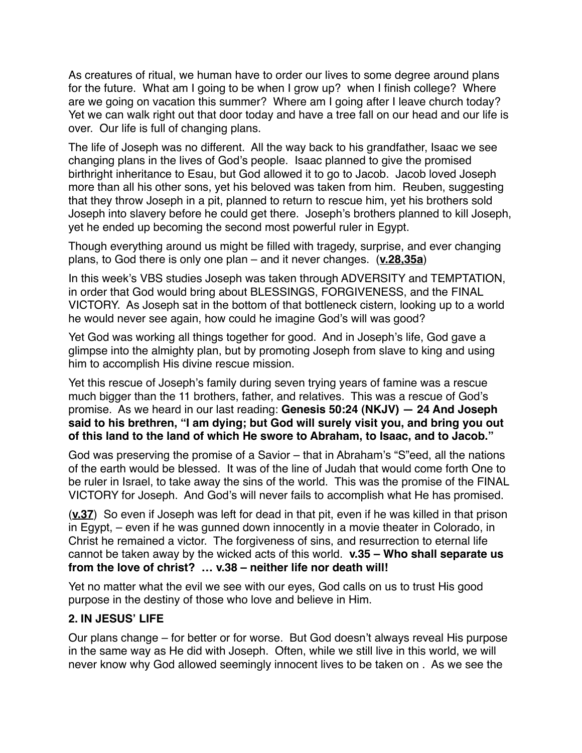As creatures of ritual, we human have to order our lives to some degree around plans for the future. What am I going to be when I grow up? when I finish college? Where are we going on vacation this summer? Where am I going after I leave church today? Yet we can walk right out that door today and have a tree fall on our head and our life is over. Our life is full of changing plans.

The life of Joseph was no different. All the way back to his grandfather, Isaac we see changing plans in the lives of God's people. Isaac planned to give the promised birthright inheritance to Esau, but God allowed it to go to Jacob. Jacob loved Joseph more than all his other sons, yet his beloved was taken from him. Reuben, suggesting that they throw Joseph in a pit, planned to return to rescue him, yet his brothers sold Joseph into slavery before he could get there. Joseph's brothers planned to kill Joseph, yet he ended up becoming the second most powerful ruler in Egypt.

Though everything around us might be filled with tragedy, surprise, and ever changing plans, to God there is only one plan – and it never changes. (**v.28,35a**)

In this week's VBS studies Joseph was taken through ADVERSITY and TEMPTATION, in order that God would bring about BLESSINGS, FORGIVENESS, and the FINAL VICTORY. As Joseph sat in the bottom of that bottleneck cistern, looking up to a world he would never see again, how could he imagine God's will was good?

Yet God was working all things together for good. And in Joseph's life, God gave a glimpse into the almighty plan, but by promoting Joseph from slave to king and using him to accomplish His divine rescue mission.

Yet this rescue of Joseph's family during seven trying years of famine was a rescue much bigger than the 11 brothers, father, and relatives. This was a rescue of God's promise. As we heard in our last reading: **Genesis 50:24 (NKJV) — 24 And Joseph said to his brethren, "I am dying; but God will surely visit you, and bring you out of this land to the land of which He swore to Abraham, to Isaac, and to Jacob."**

God was preserving the promise of a Savior – that in Abraham's "S"eed, all the nations of the earth would be blessed. It was of the line of Judah that would come forth One to be ruler in Israel, to take away the sins of the world. This was the promise of the FINAL VICTORY for Joseph. And God's will never fails to accomplish what He has promised.

(**v.37**) So even if Joseph was left for dead in that pit, even if he was killed in that prison in Egypt, – even if he was gunned down innocently in a movie theater in Colorado, in Christ he remained a victor. The forgiveness of sins, and resurrection to eternal life cannot be taken away by the wicked acts of this world. **v.35 – Who shall separate us from the love of christ? … v.38 – neither life nor death will!**

Yet no matter what the evil we see with our eyes, God calls on us to trust His good purpose in the destiny of those who love and believe in Him.

**2. IN JESUS' LIFE**

Our plans change – for better or for worse. But God doesn't always reveal His purpose in the same way as He did with Joseph. Often, while we still live in this world, we will never know why God allowed seemingly innocent lives to be taken on . As we see the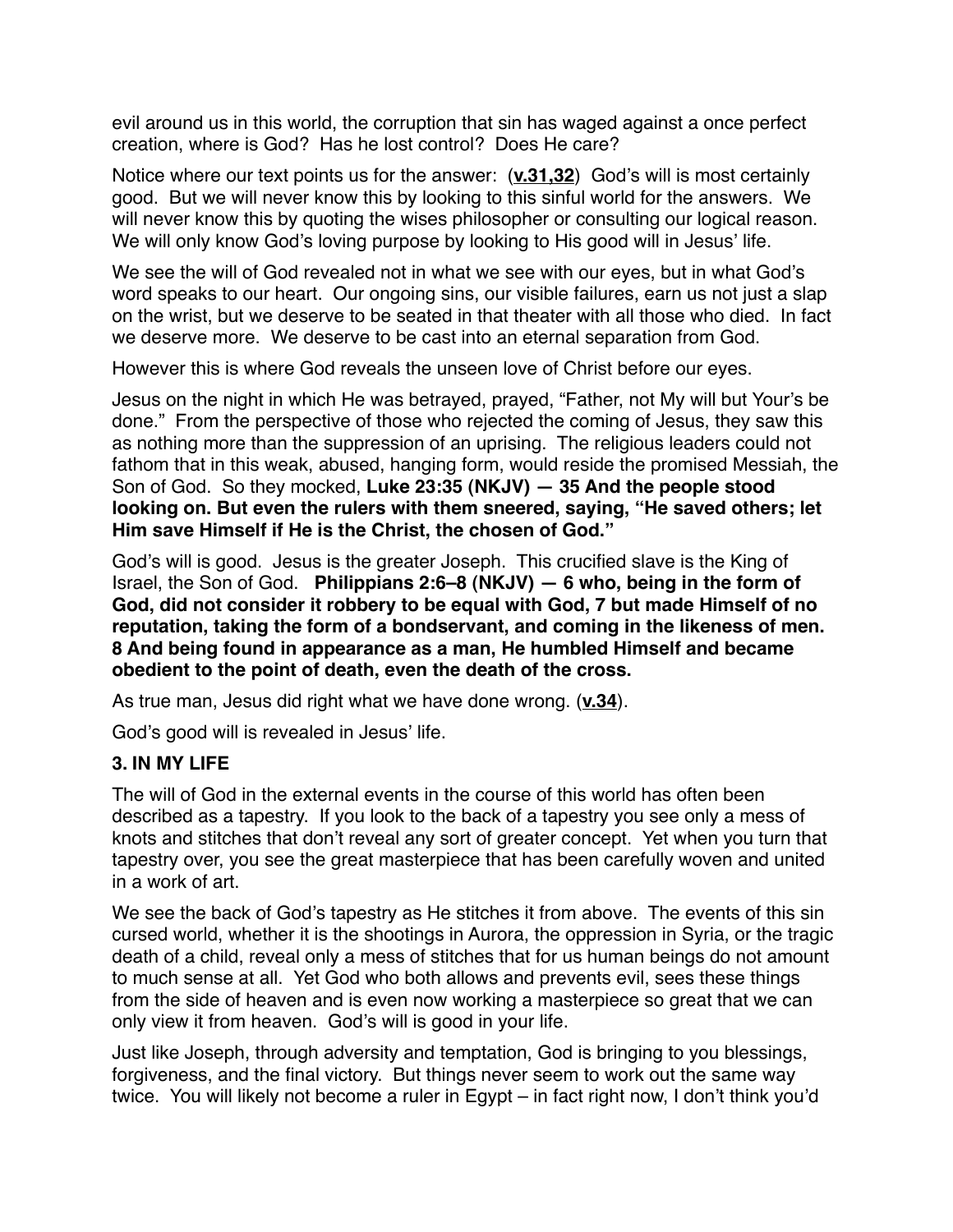evil around us in this world, the corruption that sin has waged against a once perfect creation, where is God? Has he lost control? Does He care?

Notice where our text points us for the answer: (**v.31,32**) God's will is most certainly good. But we will never know this by looking to this sinful world for the answers. We will never know this by quoting the wises philosopher or consulting our logical reason. We will only know God's loving purpose by looking to His good will in Jesus' life.

We see the will of God revealed not in what we see with our eyes, but in what God's word speaks to our heart. Our ongoing sins, our visible failures, earn us not just a slap on the wrist, but we deserve to be seated in that theater with all those who died. In fact we deserve more. We deserve to be cast into an eternal separation from God.

However this is where God reveals the unseen love of Christ before our eyes.

Jesus on the night in which He was betrayed, prayed, "Father, not My will but Your's be done." From the perspective of those who rejected the coming of Jesus, they saw this as nothing more than the suppression of an uprising. The religious leaders could not fathom that in this weak, abused, hanging form, would reside the promised Messiah, the Son of God. So they mocked, **Luke 23:35 (NKJV) — 35 And the people stood looking on. But even the rulers with them sneered, saying, "He saved others; let Him save Himself if He is the Christ, the chosen of God."**

God's will is good. Jesus is the greater Joseph. This crucified slave is the King of Israel, the Son of God. **Philippians 2:6–8 (NKJV) — 6 who, being in the form of God, did not consider it robbery to be equal with God, 7 but made Himself of no reputation, taking the form of a bondservant, and coming in the likeness of men. 8 And being found in appearance as a man, He humbled Himself and became obedient to the point of death, even the death of the cross.**

As true man, Jesus did right what we have done wrong. (**v.34**).

God's good will is revealed in Jesus' life.

### 3. IN MY LIFE

The will of God in the external events in the course of this world has often been described as a tapestry. If you look to the back of a tapestry you see only a mess of knots and stitches that don't reveal any sort of greater concept. Yet when you turn that tapestry over, you see the great masterpiece that has been carefully woven and united in a work of art.

We see the back of God's tapestry as He stitches it from above. The events of this sin cursed world, whether it is the shootings in Aurora, the oppression in Syria, or the tragic death of a child, reveal only a mess of stitches that for us human beings do not amount to much sense at all. Yet God who both allows and prevents evil, sees these things from the side of heaven and is even now working a masterpiece so great that we can only view it from heaven. God's will is good in your life.

Just like Joseph, through adversity and temptation, God is bringing to you blessings, forgiveness, and the final victory. But things never seem to work out the same way twice. You will likely not become a ruler in Egypt – in fact right now, I don't think you'd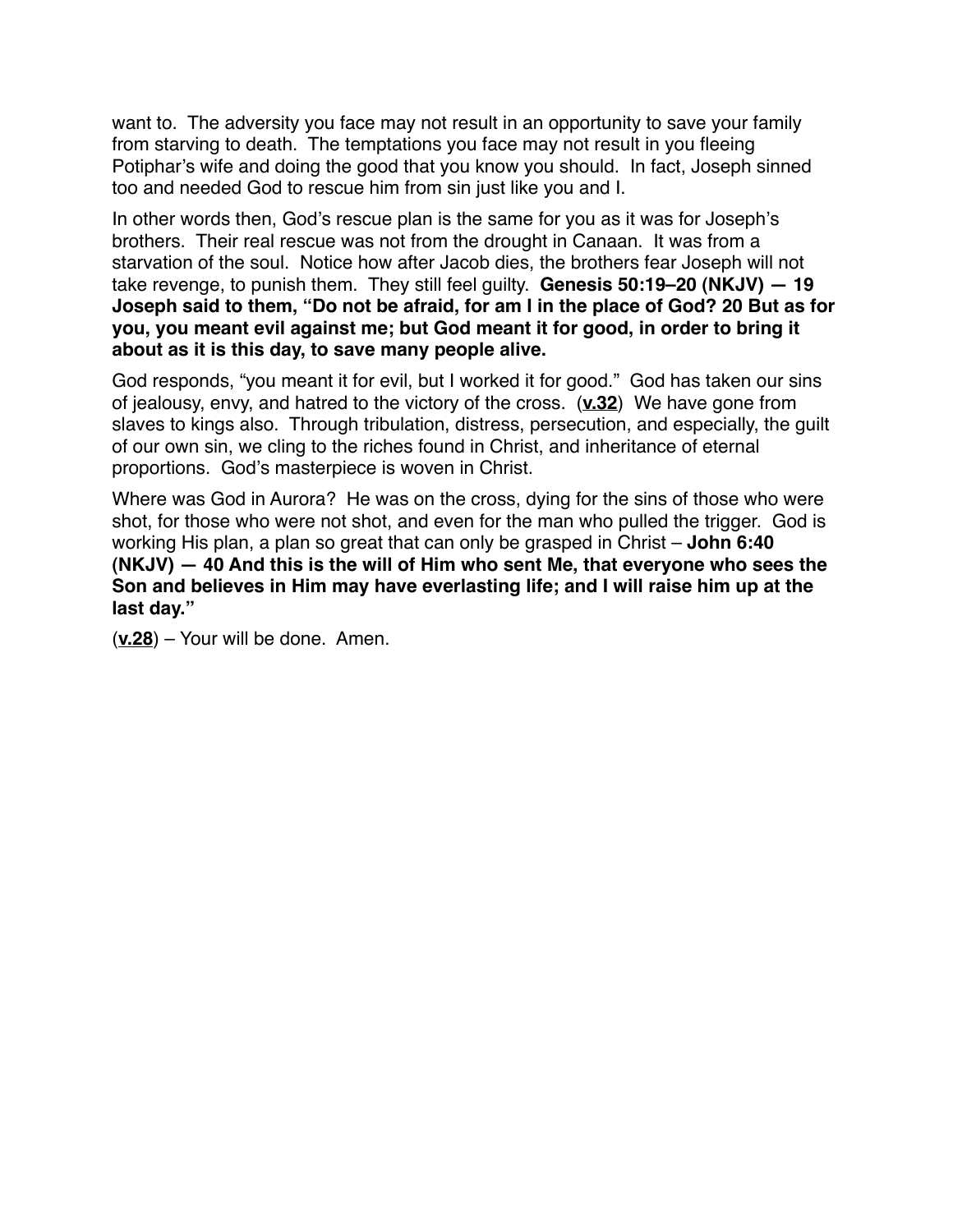want to. The adversity you face may not result in an opportunity to save your family from starving to death. The temptations you face may not result in you fleeing Potiphar's wife and doing the good that you know you should. In fact, Joseph sinned too and needed God to rescue him from sin just like you and I.

In other words then, God's rescue plan is the same for you as it was for Joseph's brothers. Their real rescue was not from the drought in Canaan. It was from a starvation of the soul. Notice how after Jacob dies, the brothers fear Joseph will not take revenge, to punish them. They still feel guilty. **Genesis 50:19–20 (NKJV) — 19 Joseph said to them, "Do not be afraid, for am I in the place of God? 20 But as for you, you meant evil against me; but God meant it for good, in order to bring it about as it is this day, to save many people alive.**

God responds, "you meant it for evil, but I worked it for good." God has taken our sins of jealousy, envy, and hatred to the victory of the cross. (**<u>v.32</u>**) We have gone from slaves to kings also. Through tribulation, distress, persecution, and especially, the guilt of our own sin, we cling to the riches found in Christ, and inheritance of eternal proportions. God's masterpiece is woven in Christ.

Where was God in Aurora? He was on the cross, dying for the sins of those who were shot, for those who were not shot, and even for the man who pulled the trigger. God is working His plan, a plan so great that can only be grasped in Christ – **John 6:40 (NKJV) — 40 And this is the will of Him who sent Me, that everyone who sees the Son and believes in Him may have everlasting life; and I will raise him up at the last day."**

(**<u>v.28</u>**) – Your will be done. Amen.